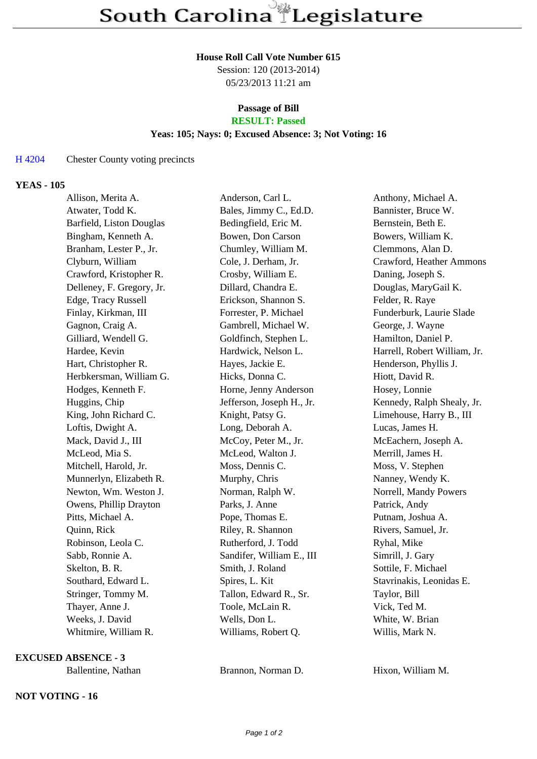# South Carolina Legislature

**House Roll Call Vote Number 615**
Session: 120 (2013-2014)
05/23/2013 11:21 am

**Passage of Bill**
**RESULT: Passed**
**Yeas: 105; Nays: 0; Excused Absence: 3; Not Voting: 16**

H 4204 Chester County voting precincts

**YEAS - 105**

| | | |
|---|---|---|
| Allison, Merita A. | Anderson, Carl L. | Anthony, Michael A. |
| Atwater, Todd K. | Bales, Jimmy C., Ed.D. | Bannister, Bruce W. |
| Barfield, Liston Douglas | Bedingfield, Eric M. | Bernstein, Beth E. |
| Bingham, Kenneth A. | Bowen, Don Carson | Bowers, William K. |
| Branham, Lester P., Jr. | Chumley, William M. | Clemmons, Alan D. |
| Clyburn, William | Cole, J. Derham, Jr. | Crawford, Heather Ammons |
| Crawford, Kristopher R. | Crosby, William E. | Daning, Joseph S. |
| Delleney, F. Gregory, Jr. | Dillard, Chandra E. | Douglas, MaryGail K. |
| Edge, Tracy Russell | Erickson, Shannon S. | Felder, R. Raye |
| Finlay, Kirkman, III | Forrester, P. Michael | Funderburk, Laurie Slade |
| Gagnon, Craig A. | Gambrell, Michael W. | George, J. Wayne |
| Gilliard, Wendell G. | Goldfinch, Stephen L. | Hamilton, Daniel P. |
| Hardee, Kevin | Hardwick, Nelson L. | Harrell, Robert William, Jr. |
| Hart, Christopher R. | Hayes, Jackie E. | Henderson, Phyllis J. |
| Herbkersman, William G. | Hicks, Donna C. | Hiott, David R. |
| Hodges, Kenneth F. | Horne, Jenny Anderson | Hosey, Lonnie |
| Huggins, Chip | Jefferson, Joseph H., Jr. | Kennedy, Ralph Shealy, Jr. |
| King, John Richard C. | Knight, Patsy G. | Limehouse, Harry B., III |
| Loftis, Dwight A. | Long, Deborah A. | Lucas, James H. |
| Mack, David J., III | McCoy, Peter M., Jr. | McEachern, Joseph A. |
| McLeod, Mia S. | McLeod, Walton J. | Merrill, James H. |
| Mitchell, Harold, Jr. | Moss, Dennis C. | Moss, V. Stephen |
| Munnerlyn, Elizabeth R. | Murphy, Chris | Nanney, Wendy K. |
| Newton, Wm. Weston J. | Norman, Ralph W. | Norrell, Mandy Powers |
| Owens, Phillip Drayton | Parks, J. Anne | Patrick, Andy |
| Pitts, Michael A. | Pope, Thomas E. | Putnam, Joshua A. |
| Quinn, Rick | Riley, R. Shannon | Rivers, Samuel, Jr. |
| Robinson, Leola C. | Rutherford, J. Todd | Ryhal, Mike |
| Sabb, Ronnie A. | Sandifer, William E., III | Simrill, J. Gary |
| Skelton, B. R. | Smith, J. Roland | Sottile, F. Michael |
| Southard, Edward L. | Spires, L. Kit | Stavrinakis, Leonidas E. |
| Stringer, Tommy M. | Tallon, Edward R., Sr. | Taylor, Bill |
| Thayer, Anne J. | Toole, McLain R. | Vick, Ted M. |
| Weeks, J. David | Wells, Don L. | White, W. Brian |
| Whitmire, William R. | Williams, Robert Q. | Willis, Mark N. |

**EXCUSED ABSENCE - 3**

| | | |
|---|---|---|
| Ballentine, Nathan | Brannon, Norman D. | Hixon, William M. |

**NOT VOTING - 16**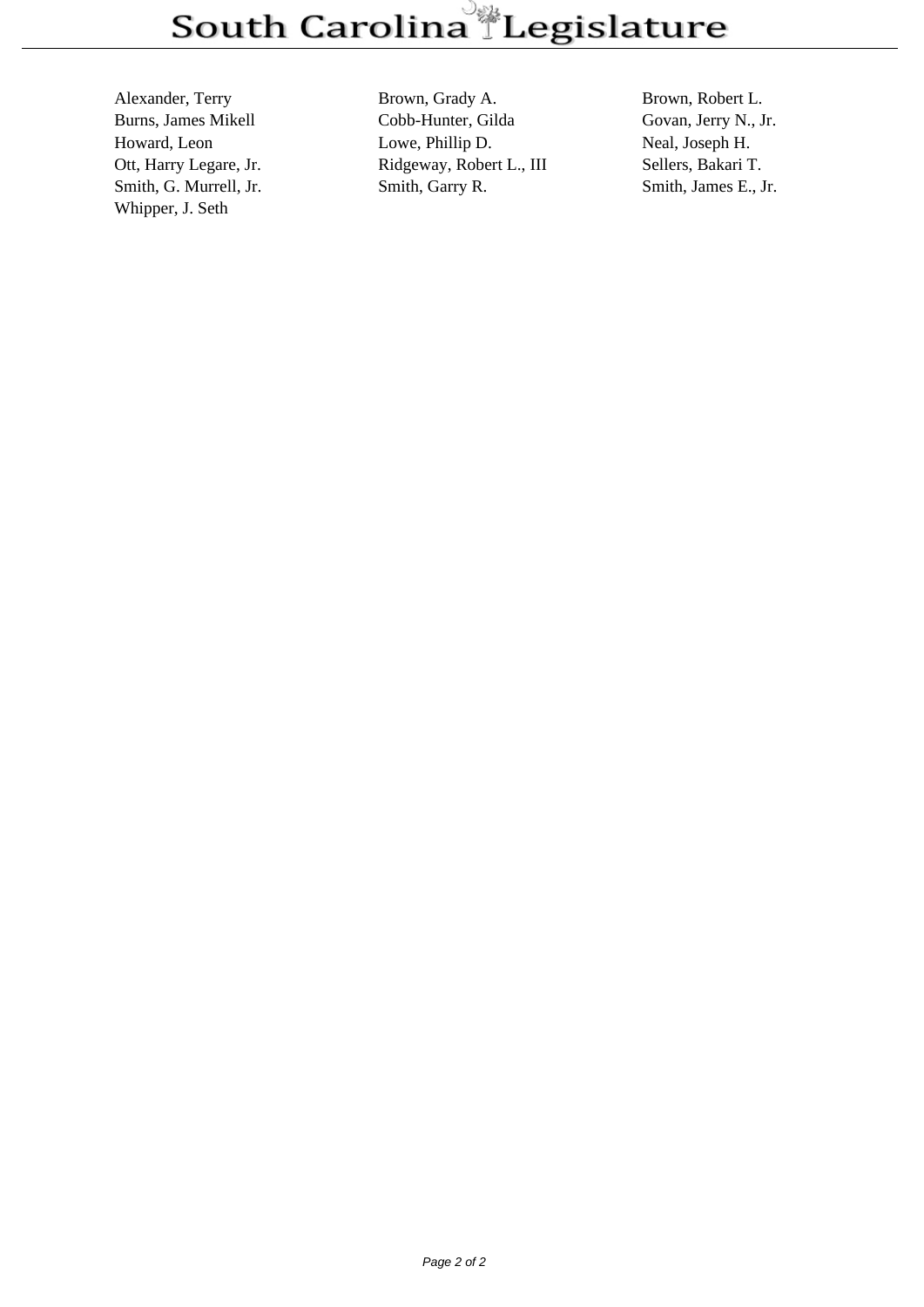Alexander, Terry
Brown, Grady A.
Brown, Robert L.
Burns, James Mikell
Cobb-Hunter, Gilda
Govan, Jerry N., Jr.
Howard, Leon
Lowe, Phillip D.
Neal, Joseph H.
Ott, Harry Legare, Jr.
Ridgeway, Robert L., III
Sellers, Bakari T.
Smith, G. Murrell, Jr.
Smith, Garry R.
Smith, James E., Jr.
Whipper, J. Seth